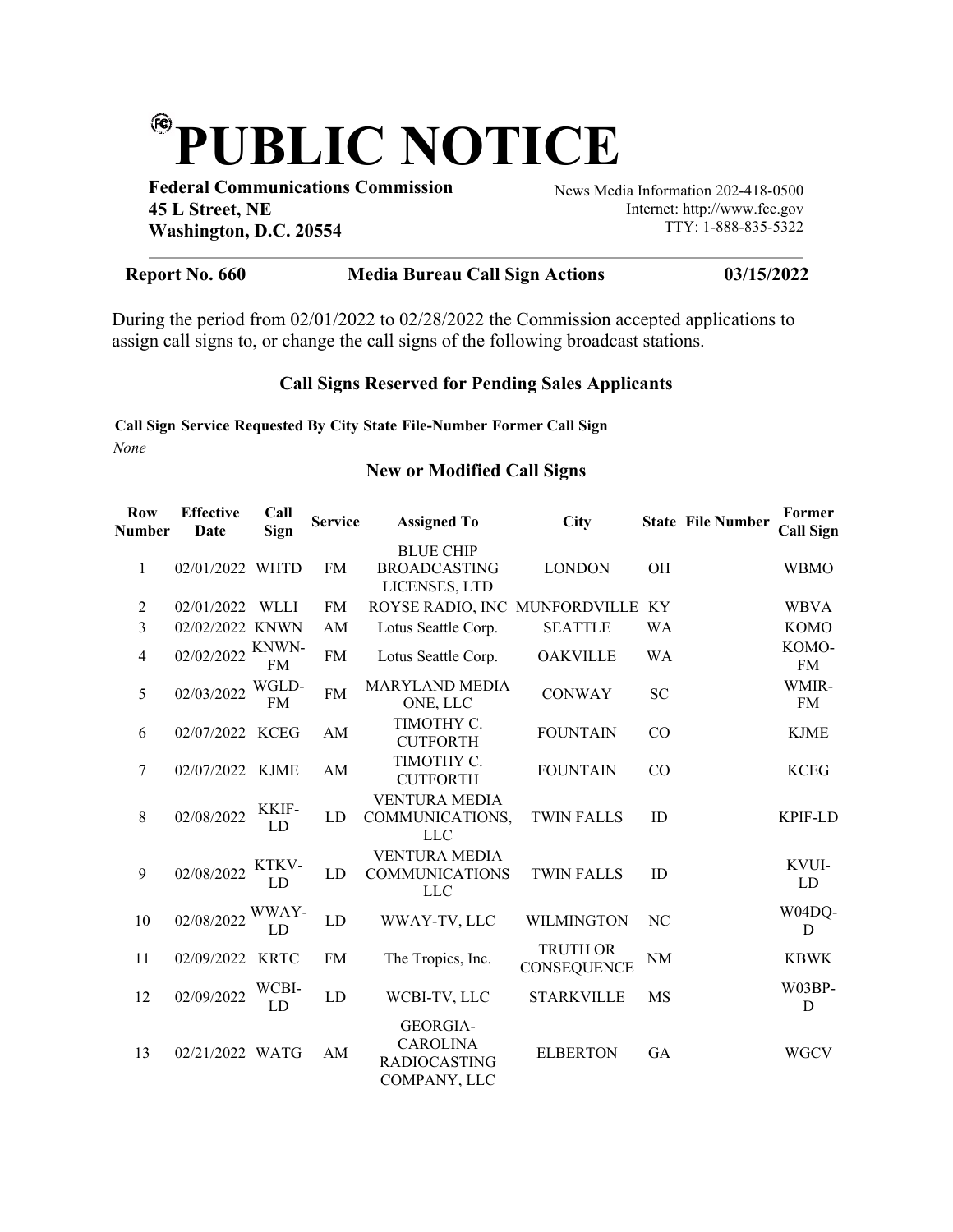# PUBLIC NOTICE

**Federal Communications Commission**
**45 L Street, NE**
**Washington, D.C. 20554**

News Media Information 202-418-0500
Internet: http://www.fcc.gov
TTY: 1-888-835-5322

**Report No. 660** **Media Bureau Call Sign Actions** **03/15/2022**

During the period from 02/01/2022 to 02/28/2022 the Commission accepted applications to assign call signs to, or change the call signs of the following broadcast stations.

### Call Signs Reserved for Pending Sales Applicants

**Call Sign Service Requested By City State File-Number Former Call Sign**

*None*

### New or Modified Call Signs

| Row Number | Effective Date | Call Sign | Service | Assigned To | City | State | File Number | Former Call Sign |
|---|---|---|---|---|---|---|---|---|
| 1 | 02/01/2022 | WHTD | FM | BLUE CHIP BROADCASTING LICENSES, LTD | LONDON | OH | | WBMO |
| 2 | 02/01/2022 | WLLI | FM | ROYSE RADIO, INC | MUNFORDVILLE | KY | | WBVA |
| 3 | 02/02/2022 | KNWN | AM | Lotus Seattle Corp. | SEATTLE | WA | | KOMO |
| 4 | 02/02/2022 | KNWN-FM | FM | Lotus Seattle Corp. | OAKVILLE | WA | | KOMO-FM |
| 5 | 02/03/2022 | WGLD-FM | FM | MARYLAND MEDIA ONE, LLC | CONWAY | SC | | WMIR-FM |
| 6 | 02/07/2022 | KCEG | AM | TIMOTHY C. CUTFORTH | FOUNTAIN | CO | | KJME |
| 7 | 02/07/2022 | KJME | AM | TIMOTHY C. CUTFORTH | FOUNTAIN | CO | | KCEG |
| 8 | 02/08/2022 | KKIF-LD | LD | VENTURA MEDIA COMMUNICATIONS, LLC | TWIN FALLS | ID | | KPIF-LD |
| 9 | 02/08/2022 | KTKV-LD | LD | VENTURA MEDIA COMMUNICATIONS LLC | TWIN FALLS | ID | | KVUI-LD |
| 10 | 02/08/2022 | WWAY-LD | LD | WWAY-TV, LLC | WILMINGTON | NC | | W04DQ-D |
| 11 | 02/09/2022 | KRTC | FM | The Tropics, Inc. | TRUTH OR CONSEQUENCE | NM | | KBWK |
| 12 | 02/09/2022 | WCBI-LD | LD | WCBI-TV, LLC | STARKVILLE | MS | | W03BP-D |
| 13 | 02/21/2022 | WATG | AM | GEORGIA-CAROLINA RADIOCASTING COMPANY, LLC | ELBERTON | GA | | WGCV |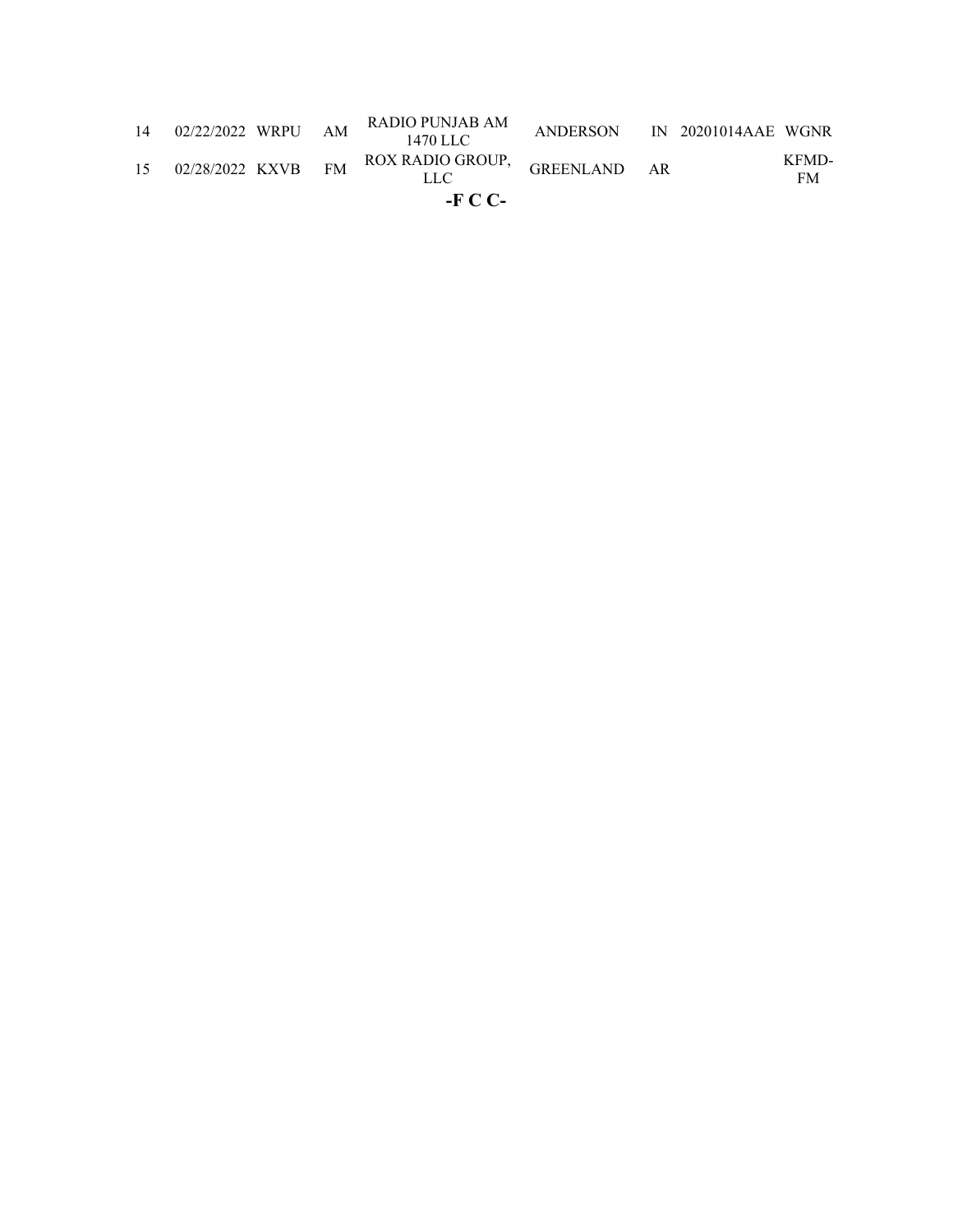| | | | | | | | | |
|---|---|---|---|---|---|---|---|---|
| 14 | 02/22/2022 | WRPU | AM | RADIO PUNJAB AM 1470 LLC | ANDERSON | IN | 20201014AAE | WGNR |
| 15 | 02/28/2022 | KXVB | FM | ROX RADIO GROUP, LLC | GREENLAND | AR | | KFMD-FM |

**-F C C-**